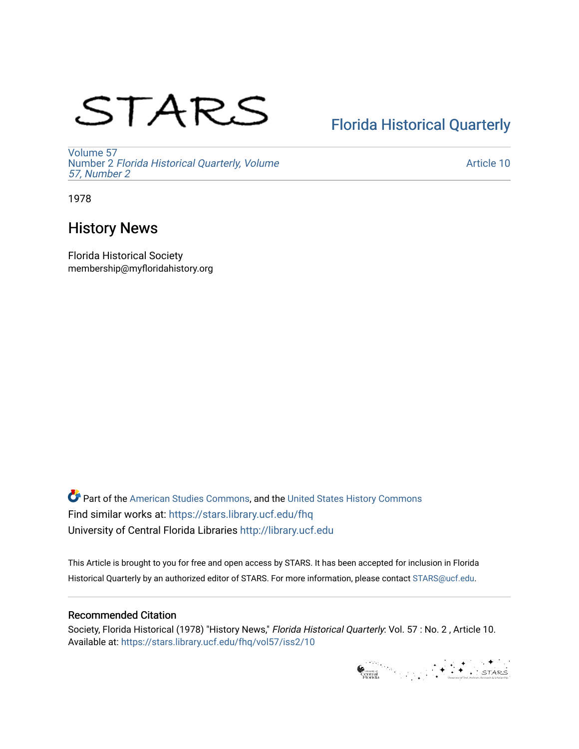STARS

Florida Historical Quarterly

Volume 57
Number 2 *Florida Historical Quarterly, Volume 57, Number 2*

Article 10

1978

# History News

Florida Historical Society
membership@myfloridahistory.org

Part of the American Studies Commons, and the United States History Commons
Find similar works at: https://stars.library.ucf.edu/fhq
University of Central Florida Libraries http://library.ucf.edu

This Article is brought to you for free and open access by STARS. It has been accepted for inclusion in Florida Historical Quarterly by an authorized editor of STARS. For more information, please contact STARS@ucf.edu.

## Recommended Citation

Society, Florida Historical (1978) "History News," *Florida Historical Quarterly*: Vol. 57 : No. 2 , Article 10.
Available at: https://stars.library.ucf.edu/fhq/vol57/iss2/10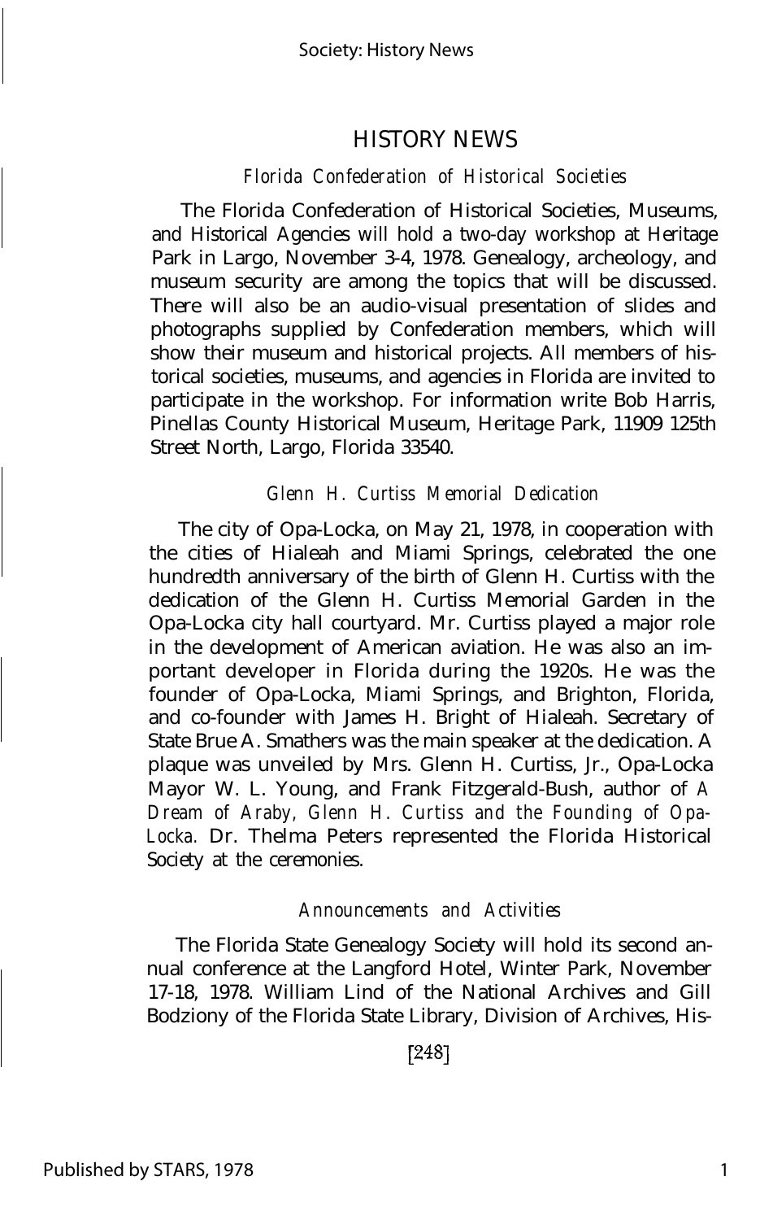# HISTORY NEWS

### *Florida Confederation of Historical Societies*

The Florida Confederation of Historical Societies, Museums, and Historical Agencies will hold a two-day workshop at Heritage Park in Largo, November 3-4, 1978. Genealogy, archeology, and museum security are among the topics that will be discussed. There will also be an audio-visual presentation of slides and photographs supplied by Confederation members, which will show their museum and historical projects. All members of historical societies, museums, and agencies in Florida are invited to participate in the workshop. For information write Bob Harris, Pinellas County Historical Museum, Heritage Park, 11909 125th Street North, Largo, Florida 33540.

### *Glenn H. Curtiss Memorial Dedication*

The city of Opa-Locka, on May 21, 1978, in cooperation with the cities of Hialeah and Miami Springs, celebrated the one hundredth anniversary of the birth of Glenn H. Curtiss with the dedication of the Glenn H. Curtiss Memorial Garden in the Opa-Locka city hall courtyard. Mr. Curtiss played a major role in the development of American aviation. He was also an important developer in Florida during the 1920s. He was the founder of Opa-Locka, Miami Springs, and Brighton, Florida, and co-founder with James H. Bright of Hialeah. Secretary of State Brue A. Smathers was the main speaker at the dedication. A plaque was unveiled by Mrs. Glenn H. Curtiss, Jr., Opa-Locka Mayor W. L. Young, and Frank Fitzgerald-Bush, author of *A Dream of Araby, Glenn H. Curtiss and the Founding of Opa-Locka.* Dr. Thelma Peters represented the Florida Historical Society at the ceremonies.

### *Announcements and Activities*

The Florida State Genealogy Society will hold its second annual conference at the Langford Hotel, Winter Park, November 17-18, 1978. William Lind of the National Archives and Gill Bodziony of the Florida State Library, Division of Archives, His-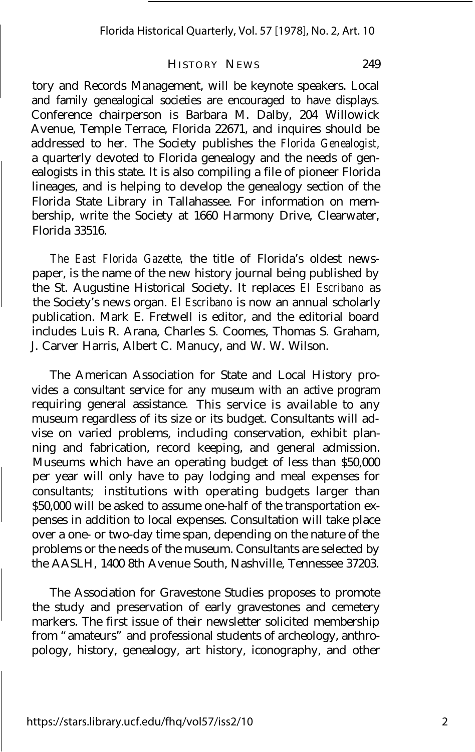tory and Records Management, will be keynote speakers. Local and family genealogical societies are encouraged to have displays. Conference chairperson is Barbara M. Dalby, 204 Willowick Avenue, Temple Terrace, Florida 22671, and inquires should be addressed to her. The Society publishes the *Florida Genealogist,* a quarterly devoted to Florida genealogy and the needs of genealogists in this state. It is also compiling a file of pioneer Florida lineages, and is helping to develop the genealogy section of the Florida State Library in Tallahassee. For information on membership, write the Society at 1660 Harmony Drive, Clearwater, Florida 33516.

*The East Florida Gazette,* the title of Florida's oldest newspaper, is the name of the new history journal being published by the St. Augustine Historical Society. It replaces *El Escribano* as the Society's news organ. *El Escribano* is now an annual scholarly publication. Mark E. Fretwell is editor, and the editorial board includes Luis R. Arana, Charles S. Coomes, Thomas S. Graham, J. Carver Harris, Albert C. Manucy, and W. W. Wilson.

The American Association for State and Local History provides a consultant service for any museum with an active program requiring general assistance. This service is available to any museum regardless of its size or its budget. Consultants will advise on varied problems, including conservation, exhibit planning and fabrication, record keeping, and general admission. Museums which have an operating budget of less than $50,000 per year will only have to pay lodging and meal expenses for consultants; institutions with operating budgets larger than $50,000 will be asked to assume one-half of the transportation expenses in addition to local expenses. Consultation will take place over a one- or two-day time span, depending on the nature of the problems or the needs of the museum. Consultants are selected by the AASLH, 1400 8th Avenue South, Nashville, Tennessee 37203.

The Association for Gravestone Studies proposes to promote the study and preservation of early gravestones and cemetery markers. The first issue of their newsletter solicited membership from "amateurs" and professional students of archeology, anthropology, history, genealogy, art history, iconography, and other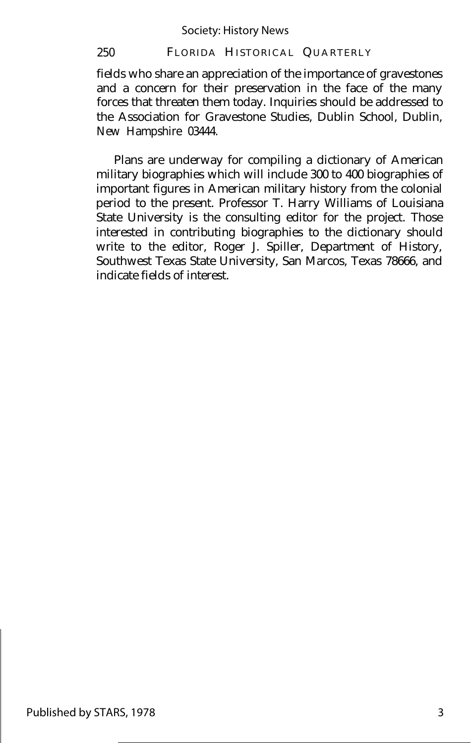fields who share an appreciation of the importance of gravestones and a concern for their preservation in the face of the many forces that threaten them today. Inquiries should be addressed to the Association for Gravestone Studies, Dublin School, Dublin, New Hampshire 03444.

Plans are underway for compiling a dictionary of American military biographies which will include 300 to 400 biographies of important figures in American military history from the colonial period to the present. Professor T. Harry Williams of Louisiana State University is the consulting editor for the project. Those interested in contributing biographies to the dictionary should write to the editor, Roger J. Spiller, Department of History, Southwest Texas State University, San Marcos, Texas 78666, and indicate fields of interest.